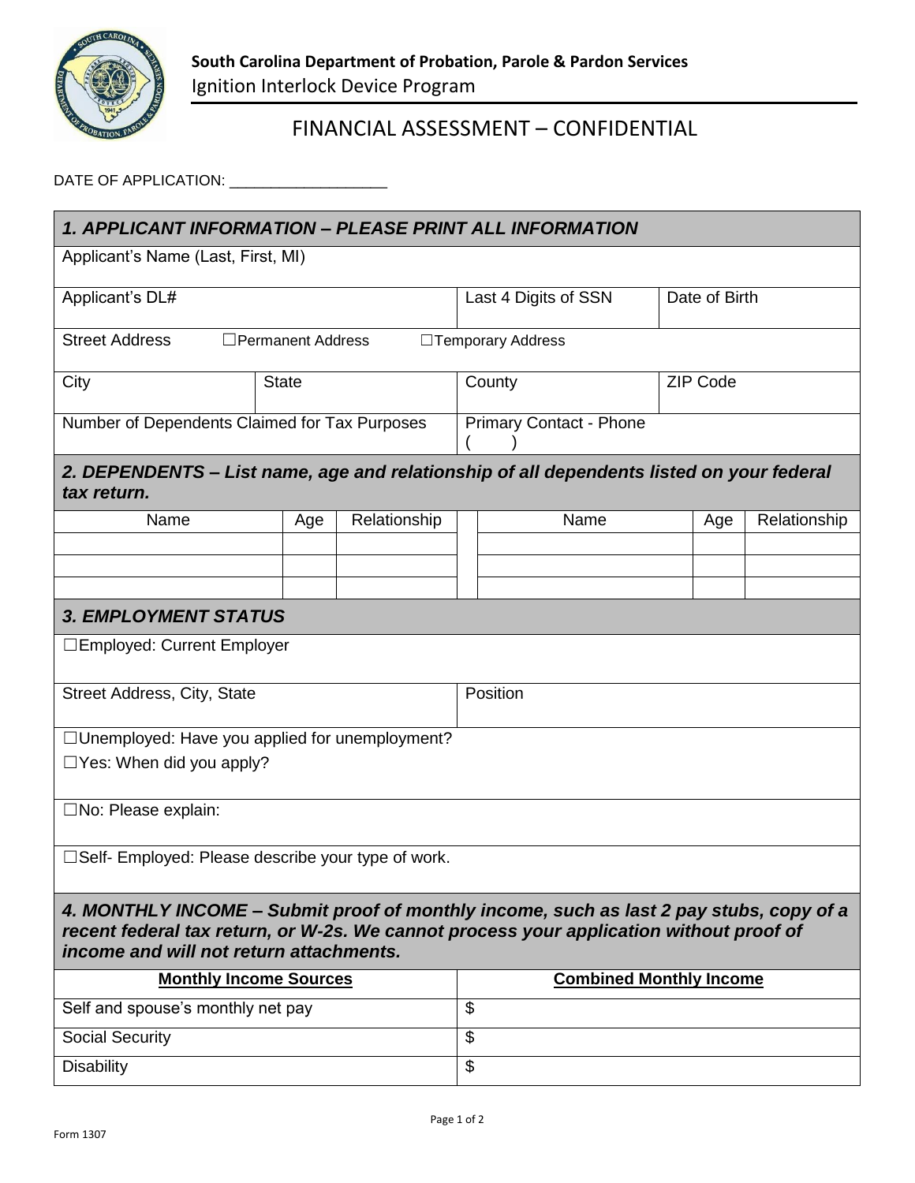**South Carolina Department of Probation, Parole & Pardon Services**
Ignition Interlock Device Program

# FINANCIAL ASSESSMENT – CONFIDENTIAL

DATE OF APPLICATION: ___________________

## *1. APPLICANT INFORMATION – PLEASE PRINT ALL INFORMATION*

| | | | |
|---|---|---|---|
| Applicant's Name (Last, First, MI) | | | |
| Applicant's DL# | | Last 4 Digits of SSN | Date of Birth |
| Street Address ☐Permanent Address ☐Temporary Address | | | |
| City | State | County | ZIP Code |
| Number of Dependents Claimed for Tax Purposes | | Primary Contact - Phone ( ) | |

## *2. DEPENDENTS – List name, age and relationship of all dependents listed on your federal tax return.*

| Name | Age | Relationship | Name | Age | Relationship |
|---|---|---|---|---|---|
| | | | | | |
| | | | | | |
| | | | | | |

## *3. EMPLOYMENT STATUS*

| | |
|---|---|
| ☐Employed: Current Employer | |
| Street Address, City, State | Position |
| ☐Unemployed: Have you applied for unemployment?<br>☐Yes: When did you apply? | |
| ☐No: Please explain: | |
| ☐Self- Employed: Please describe your type of work. | |

## *4. MONTHLY INCOME – Submit proof of monthly income, such as last 2 pay stubs, copy of a recent federal tax return, or W-2s. We cannot process your application without proof of income and will not return attachments.*

| **Monthly Income Sources** | **Combined Monthly Income** |
|---|---|
| Self and spouse's monthly net pay | $ |
| Social Security | $ |
| Disability | $ |

Form 1307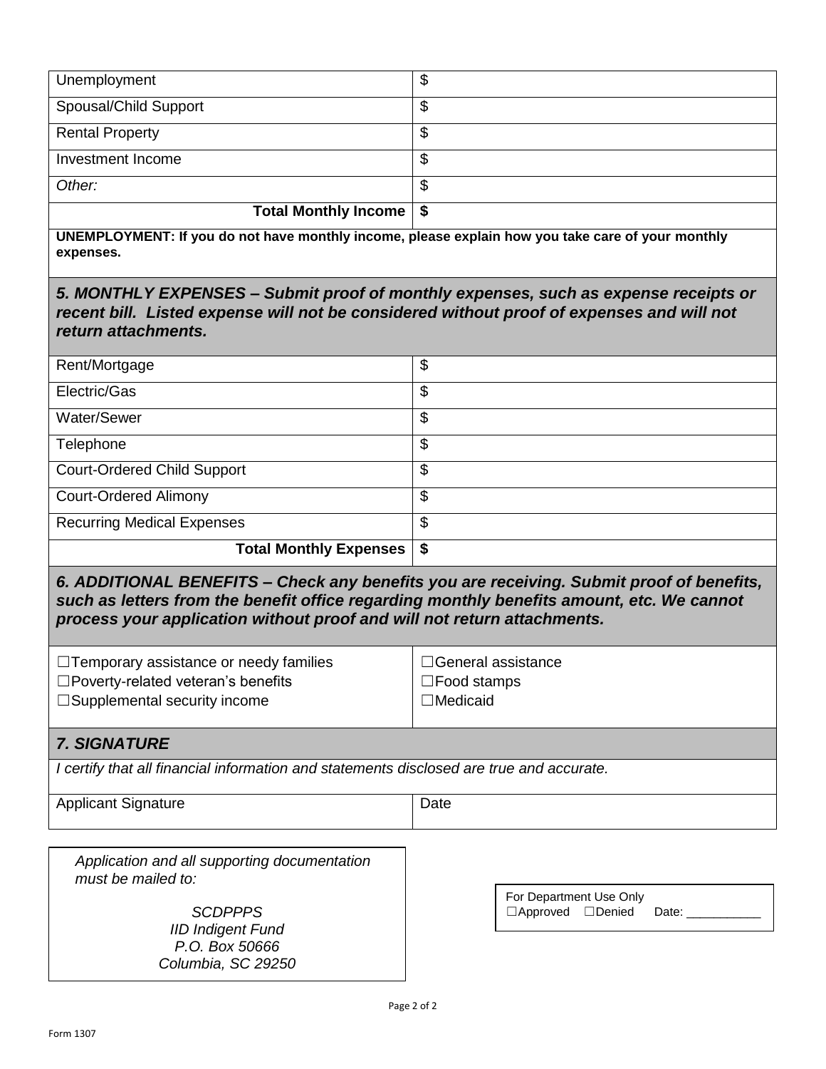| | |
|---|---|
| Unemployment | $ |
| Spousal/Child Support | $ |
| Rental Property | $ |
| Investment Income | $ |
| *Other:* | $ |
| **Total Monthly Income** | **$** |

**UNEMPLOYMENT: If you do not have monthly income, please explain how you take care of your monthly expenses.**

### *5. MONTHLY EXPENSES – Submit proof of monthly expenses, such as expense receipts or recent bill. Listed expense will not be considered without proof of expenses and will not return attachments.*

| | |
|---|---|
| Rent/Mortgage | $ |
| Electric/Gas | $ |
| Water/Sewer | $ |
| Telephone | $ |
| Court-Ordered Child Support | $ |
| Court-Ordered Alimony | $ |
| Recurring Medical Expenses | $ |
| **Total Monthly Expenses** | **$** |

### *6. ADDITIONAL BENEFITS – Check any benefits you are receiving. Submit proof of benefits, such as letters from the benefit office regarding monthly benefits amount, etc. We cannot process your application without proof and will not return attachments.*

| | |
|---|---|
| ☐Temporary assistance or needy families | ☐General assistance |
| ☐Poverty-related veteran's benefits | ☐Food stamps |
| ☐Supplemental security income | ☐Medicaid |

### *7. SIGNATURE*

*I certify that all financial information and statements disclosed are true and accurate.*

| | |
|---|---|
| Applicant Signature | Date |

*Application and all supporting documentation must be mailed to:*

*SCDPPPS*
*IID Indigent Fund*
*P.O. Box 50666*
*Columbia, SC 29250*

For Department Use Only
☐Approved ☐Denied Date: ___________

Form 1307